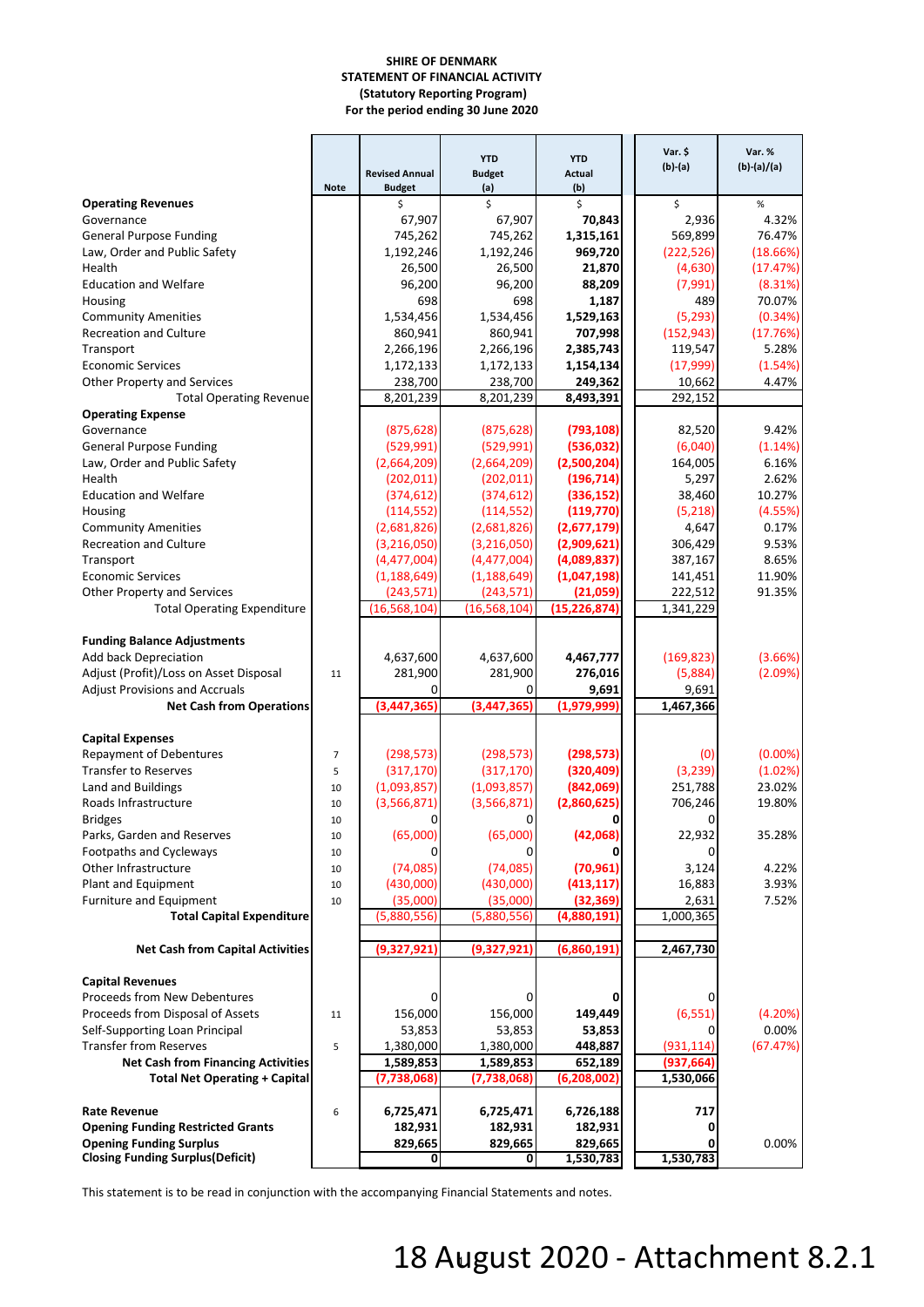**SHIRE OF DENMARK**
**STATEMENT OF FINANCIAL ACTIVITY**
**(Statutory Reporting Program)**
**For the period ending 30 June 2020**

| | Note | Revised Annual Budget | YTD Budget (a) | YTD Actual (b) | Var. $ (b)-(a) | Var. % (b)-(a)/(a) |
|---|---|---|---|---|---|---|
| **Operating Revenues** | | $ | $ | $ | $ | % |
| Governance | | 67,907 | 67,907 | **70,843** | 2,936 | 4.32% |
| General Purpose Funding | | 745,262 | 745,262 | **1,315,161** | 569,899 | 76.47% |
| Law, Order and Public Safety | | 1,192,246 | 1,192,246 | **969,720** | (222,526) | (18.66%) |
| Health | | 26,500 | 26,500 | **21,870** | (4,630) | (17.47%) |
| Education and Welfare | | 96,200 | 96,200 | **88,209** | (7,991) | (8.31%) |
| Housing | | 698 | 698 | **1,187** | 489 | 70.07% |
| Community Amenities | | 1,534,456 | 1,534,456 | **1,529,163** | (5,293) | (0.34%) |
| Recreation and Culture | | 860,941 | 860,941 | **707,998** | (152,943) | (17.76%) |
| Transport | | 2,266,196 | 2,266,196 | **2,385,743** | 119,547 | 5.28% |
| Economic Services | | 1,172,133 | 1,172,133 | **1,154,134** | (17,999) | (1.54%) |
| Other Property and Services | | 238,700 | 238,700 | **249,362** | 10,662 | 4.47% |
| Total Operating Revenue | | 8,201,239 | 8,201,239 | **8,493,391** | 292,152 | |
| **Operating Expense** | | | | | | |
| Governance | | (875,628) | (875,628) | **(793,108)** | 82,520 | 9.42% |
| General Purpose Funding | | (529,991) | (529,991) | **(536,032)** | (6,040) | (1.14%) |
| Law, Order and Public Safety | | (2,664,209) | (2,664,209) | **(2,500,204)** | 164,005 | 6.16% |
| Health | | (202,011) | (202,011) | **(196,714)** | 5,297 | 2.62% |
| Education and Welfare | | (374,612) | (374,612) | **(336,152)** | 38,460 | 10.27% |
| Housing | | (114,552) | (114,552) | **(119,770)** | (5,218) | (4.55%) |
| Community Amenities | | (2,681,826) | (2,681,826) | **(2,677,179)** | 4,647 | 0.17% |
| Recreation and Culture | | (3,216,050) | (3,216,050) | **(2,909,621)** | 306,429 | 9.53% |
| Transport | | (4,477,004) | (4,477,004) | **(4,089,837)** | 387,167 | 8.65% |
| Economic Services | | (1,188,649) | (1,188,649) | **(1,047,198)** | 141,451 | 11.90% |
| Other Property and Services | | (243,571) | (243,571) | **(21,059)** | 222,512 | 91.35% |
| Total Operating Expenditure | | (16,568,104) | (16,568,104) | **(15,226,874)** | 1,341,229 | |
| **Funding Balance Adjustments** | | | | | | |
| Add back Depreciation | | 4,637,600 | 4,637,600 | **4,467,777** | (169,823) | (3.66%) |
| Adjust (Profit)/Loss on Asset Disposal | 11 | 281,900 | 281,900 | **276,016** | (5,884) | (2.09%) |
| Adjust Provisions and Accruals | | 0 | 0 | **9,691** | 9,691 | |
| **Net Cash from Operations** | | **(3,447,365)** | **(3,447,365)** | **(1,979,999)** | **1,467,366** | |
| **Capital Expenses** | | | | | | |
| Repayment of Debentures | 7 | (298,573) | (298,573) | **(298,573)** | (0) | (0.00%) |
| Transfer to Reserves | 5 | (317,170) | (317,170) | **(320,409)** | (3,239) | (1.02%) |
| Land and Buildings | 10 | (1,093,857) | (1,093,857) | **(842,069)** | 251,788 | 23.02% |
| Roads Infrastructure | 10 | (3,566,871) | (3,566,871) | **(2,860,625)** | 706,246 | 19.80% |
| Bridges | 10 | 0 | 0 | **0** | 0 | |
| Parks, Garden and Reserves | 10 | (65,000) | (65,000) | **(42,068)** | 22,932 | 35.28% |
| Footpaths and Cycleways | 10 | 0 | 0 | **0** | 0 | |
| Other Infrastructure | 10 | (74,085) | (74,085) | **(70,961)** | 3,124 | 4.22% |
| Plant and Equipment | 10 | (430,000) | (430,000) | **(413,117)** | 16,883 | 3.93% |
| Furniture and Equipment | 10 | (35,000) | (35,000) | **(32,369)** | 2,631 | 7.52% |
| **Total Capital Expenditure** | | (5,880,556) | (5,880,556) | **(4,880,191)** | 1,000,365 | |
| **Net Cash from Capital Activities** | | **(9,327,921)** | **(9,327,921)** | **(6,860,191)** | **2,467,730** | |
| **Capital Revenues** | | | | | | |
| Proceeds from New Debentures | | 0 | 0 | **0** | 0 | |
| Proceeds from Disposal of Assets | 11 | 156,000 | 156,000 | **149,449** | (6,551) | (4.20%) |
| Self-Supporting Loan Principal | | 53,853 | 53,853 | **53,853** | 0 | 0.00% |
| Transfer from Reserves | 5 | 1,380,000 | 1,380,000 | **448,887** | (931,114) | (67.47%) |
| **Net Cash from Financing Activities** | | **1,589,853** | **1,589,853** | **652,189** | **(937,664)** | |
| **Total Net Operating + Capital** | | **(7,738,068)** | **(7,738,068)** | **(6,208,002)** | **1,530,066** | |
| **Rate Revenue** | 6 | **6,725,471** | **6,725,471** | **6,726,188** | **717** | |
| **Opening Funding Restricted Grants** | | **182,931** | **182,931** | **182,931** | **0** | |
| **Opening Funding Surplus** | | **829,665** | **829,665** | **829,665** | **0** | 0.00% |
| **Closing Funding Surplus(Deficit)** | | **0** | **0** | **1,530,783** | **1,530,783** | |

This statement is to be read in conjunction with the accompanying Financial Statements and notes.

18 August 2020 - Attachment 8.2.1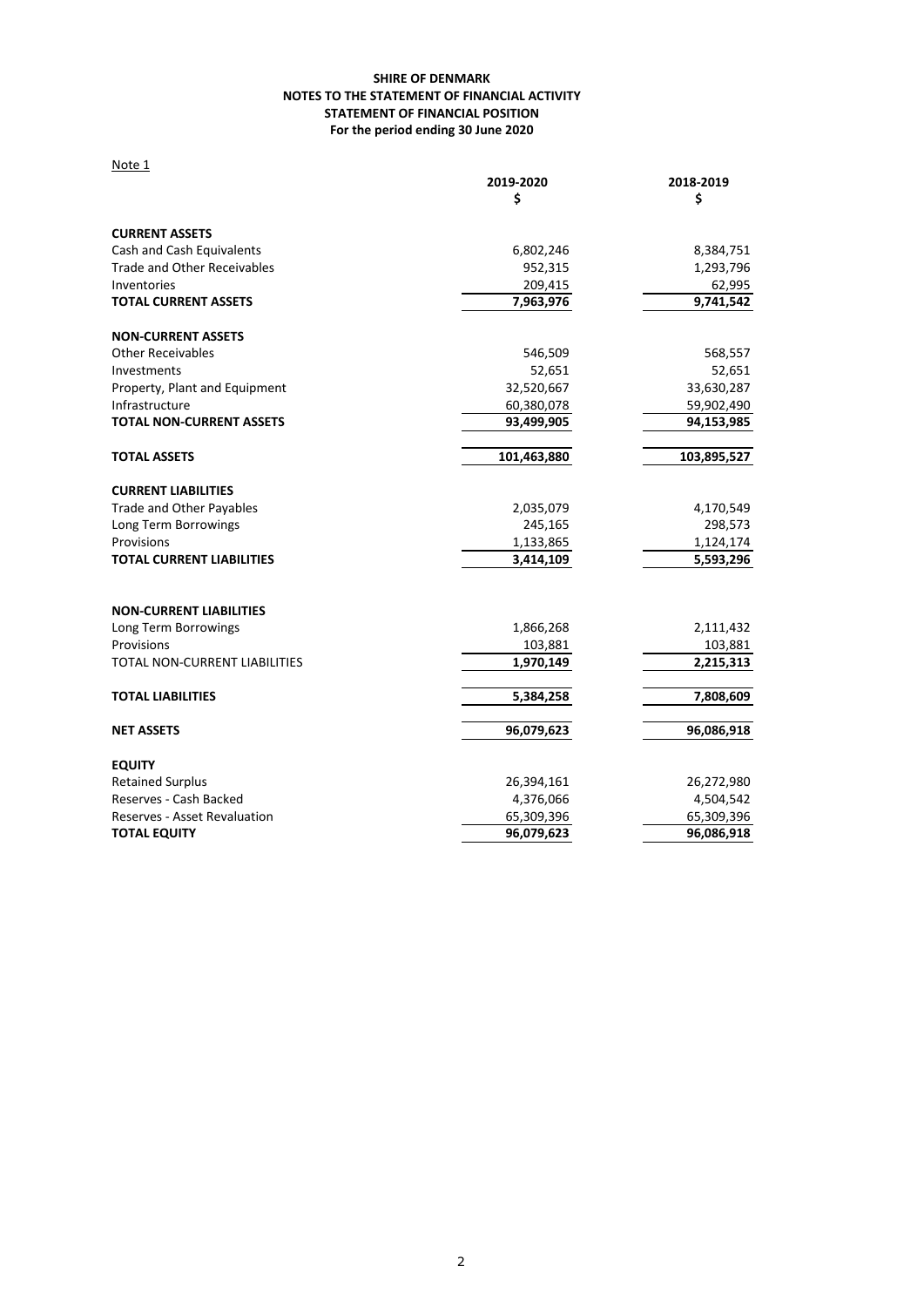**SHIRE OF DENMARK**
**NOTES TO THE STATEMENT OF FINANCIAL ACTIVITY**
**STATEMENT OF FINANCIAL POSITION**
**For the period ending 30 June 2020**

Note 1

| | 2019-2020 | 2018-2019 |
|---|---|---|
| | $ | $ |
| **CURRENT ASSETS** | | |
| Cash and Cash Equivalents | 6,802,246 | 8,384,751 |
| Trade and Other Receivables | 952,315 | 1,293,796 |
| Inventories | 209,415 | 62,995 |
| **TOTAL CURRENT ASSETS** | **7,963,976** | **9,741,542** |
| **NON-CURRENT ASSETS** | | |
| Other Receivables | 546,509 | 568,557 |
| Investments | 52,651 | 52,651 |
| Property, Plant and Equipment | 32,520,667 | 33,630,287 |
| Infrastructure | 60,380,078 | 59,902,490 |
| **TOTAL NON-CURRENT ASSETS** | **93,499,905** | **94,153,985** |
| **TOTAL ASSETS** | **101,463,880** | **103,895,527** |
| **CURRENT LIABILITIES** | | |
| Trade and Other Payables | 2,035,079 | 4,170,549 |
| Long Term Borrowings | 245,165 | 298,573 |
| Provisions | 1,133,865 | 1,124,174 |
| **TOTAL CURRENT LIABILITIES** | **3,414,109** | **5,593,296** |
| **NON-CURRENT LIABILITIES** | | |
| Long Term Borrowings | 1,866,268 | 2,111,432 |
| Provisions | 103,881 | 103,881 |
| TOTAL NON-CURRENT LIABILITIES | **1,970,149** | **2,215,313** |
| **TOTAL LIABILITIES** | **5,384,258** | **7,808,609** |
| **NET ASSETS** | **96,079,623** | **96,086,918** |
| **EQUITY** | | |
| Retained Surplus | 26,394,161 | 26,272,980 |
| Reserves - Cash Backed | 4,376,066 | 4,504,542 |
| Reserves - Asset Revaluation | 65,309,396 | 65,309,396 |
| **TOTAL EQUITY** | **96,079,623** | **96,086,918** |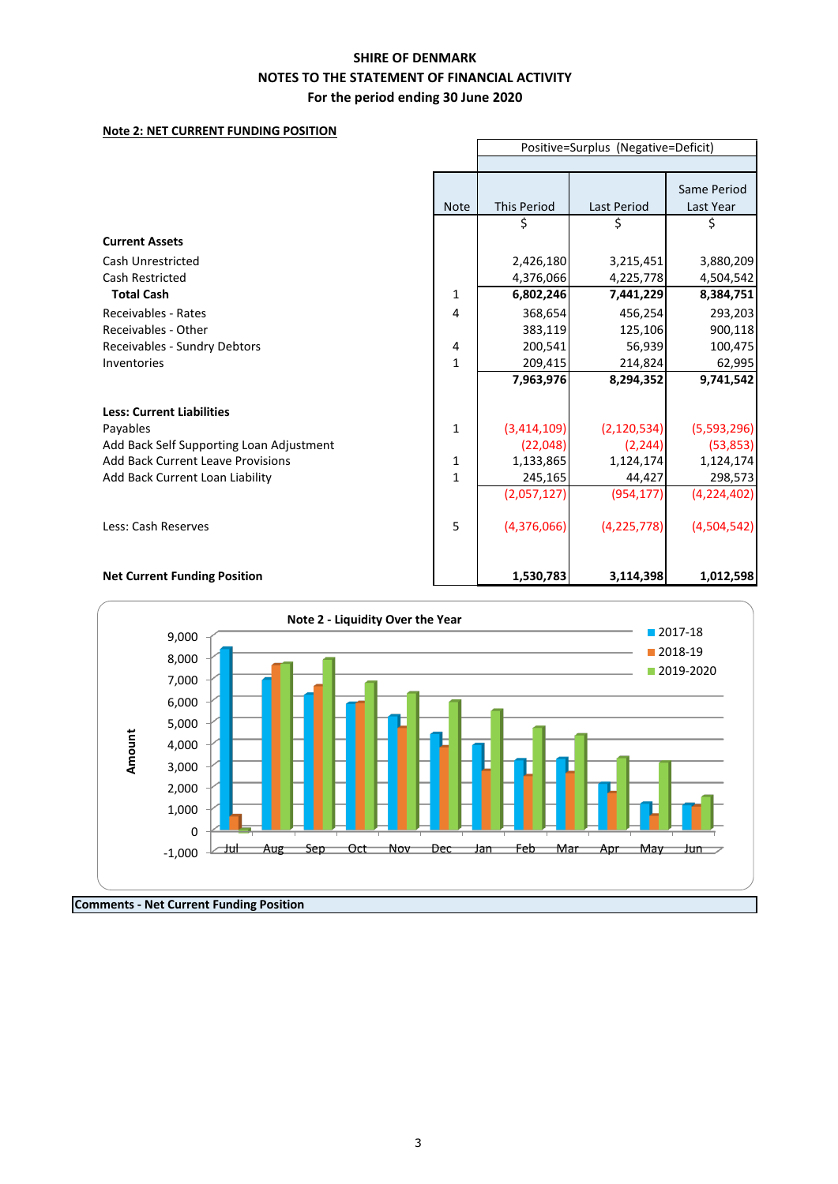# SHIRE OF DENMARK
## NOTES TO THE STATEMENT OF FINANCIAL ACTIVITY
### For the period ending 30 June 2020

**Note 2: NET CURRENT FUNDING POSITION**

| | Note | Positive=Surplus (Negative=Deficit) | | |
|---|---|---|---|---|
| | | This Period | Last Period | Same Period Last Year |
| | | $ | $ | $ |
| **Current Assets** | | | | |
| Cash Unrestricted | | 2,426,180 | 3,215,451 | 3,880,209 |
| Cash Restricted | | 4,376,066 | 4,225,778 | 4,504,542 |
| **Total Cash** | 1 | **6,802,246** | **7,441,229** | **8,384,751** |
| Receivables - Rates | 4 | 368,654 | 456,254 | 293,203 |
| Receivables - Other | | 383,119 | 125,106 | 900,118 |
| Receivables - Sundry Debtors | 4 | 200,541 | 56,939 | 100,475 |
| Inventories | 1 | 209,415 | 214,824 | 62,995 |
| | | **7,963,976** | **8,294,352** | **9,741,542** |
| **Less: Current Liabilities** | | | | |
| Payables | 1 | (3,414,109) | (2,120,534) | (5,593,296) |
| Add Back Self Supporting Loan Adjustment | | (22,048) | (2,244) | (53,853) |
| Add Back Current Leave Provisions | 1 | 1,133,865 | 1,124,174 | 1,124,174 |
| Add Back Current Loan Liability | 1 | 245,165 | 44,427 | 298,573 |
| | | (2,057,127) | (954,177) | (4,224,402) |
| Less: Cash Reserves | 5 | (4,376,066) | (4,225,778) | (4,504,542) |
| **Net Current Funding Position** | | **1,530,783** | **3,114,398** | **1,012,598** |

**Note 2 - Liquidity Over the Year**

**Comments - Net Current Funding Position**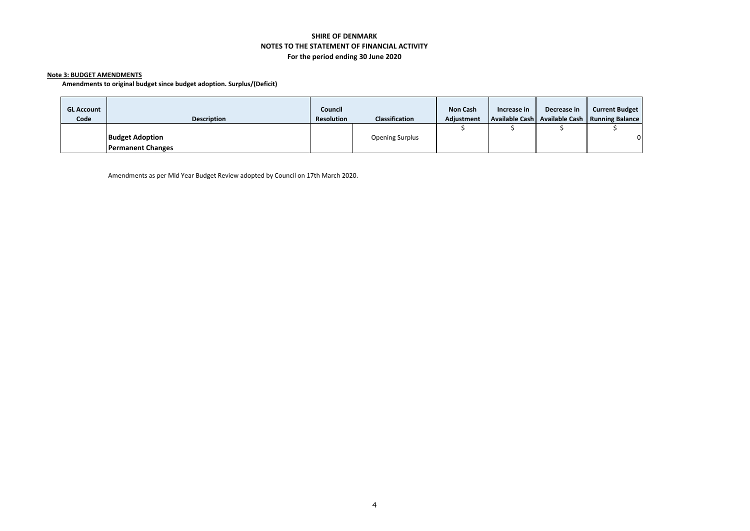**SHIRE OF DENMARK**
**NOTES TO THE STATEMENT OF FINANCIAL ACTIVITY**
**For the period ending 30 June 2020**

**Note 3: BUDGET AMENDMENTS**

**Amendments to original budget since budget adoption. Surplus/(Deficit)**

| GL Account Code | Description | Council Resolution | Classification | Non Cash Adjustment | Increase in Available Cash | Decrease in Available Cash | Current Budget Running Balance |
|---|---|---|---|---|---|---|---|
| | | | | $ | $ | $ | $ |
| | **Budget Adoption** | | Opening Surplus | | | | 0 |
| | **Permanent Changes** | | | | | | |

Amendments as per Mid Year Budget Review adopted by Council on 17th March 2020.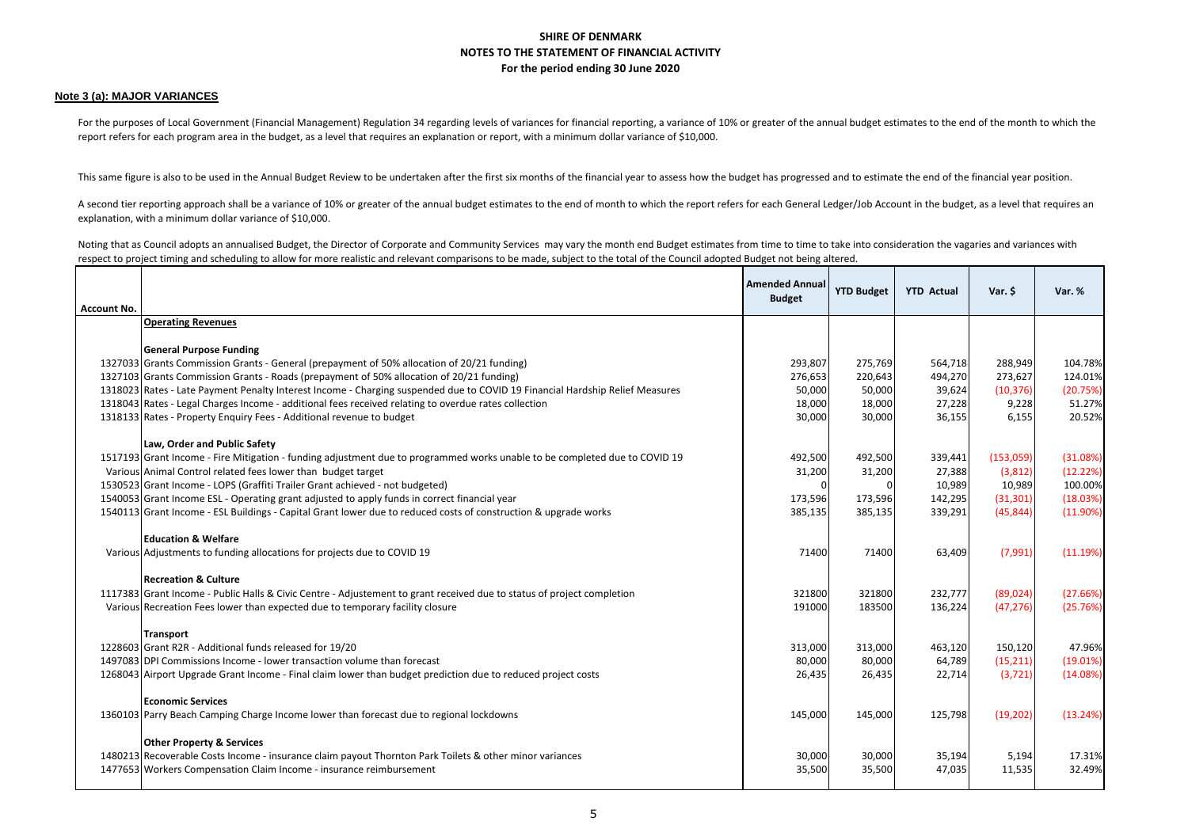**SHIRE OF DENMARK**
**NOTES TO THE STATEMENT OF FINANCIAL ACTIVITY**
**For the period ending 30 June 2020**

## Note 3 (a): MAJOR VARIANCES

For the purposes of Local Government (Financial Management) Regulation 34 regarding levels of variances for financial reporting, a variance of 10% or greater of the annual budget estimates to the end of the month to which the report refers for each program area in the budget, as a level that requires an explanation or report, with a minimum dollar variance of $10,000.

This same figure is also to be used in the Annual Budget Review to be undertaken after the first six months of the financial year to assess how the budget has progressed and to estimate the end of the financial year position.

A second tier reporting approach shall be a variance of 10% or greater of the annual budget estimates to the end of month to which the report refers for each General Ledger/Job Account in the budget, as a level that requires an explanation, with a minimum dollar variance of $10,000.

Noting that as Council adopts an annualised Budget, the Director of Corporate and Community Services may vary the month end Budget estimates from time to time to take into consideration the vagaries and variances with respect to project timing and scheduling to allow for more realistic and relevant comparisons to be made, subject to the total of the Council adopted Budget not being altered.

| Account No. | | Amended Annual Budget | YTD Budget | YTD Actual | Var. $ | Var. % |
|---|---|---|---|---|---|---|
| | **Operating Revenues** | | | | | |
| | **General Purpose Funding** | | | | | |
| 1327033 | Grants Commission Grants - General (prepayment of 50% allocation of 20/21 funding) | 293,807 | 275,769 | 564,718 | 288,949 | 104.78% |
| 1327103 | Grants Commission Grants - Roads (prepayment of 50% allocation of 20/21 funding) | 276,653 | 220,643 | 494,270 | 273,627 | 124.01% |
| 1318023 | Rates - Late Payment Penalty Interest Income - Charging suspended due to COVID 19 Financial Hardship Relief Measures | 50,000 | 50,000 | 39,624 | (10,376) | (20.75%) |
| 1318043 | Rates - Legal Charges Income - additional fees received relating to overdue rates collection | 18,000 | 18,000 | 27,228 | 9,228 | 51.27% |
| 1318133 | Rates - Property Enquiry Fees - Additional revenue to budget | 30,000 | 30,000 | 36,155 | 6,155 | 20.52% |
| | **Law, Order and Public Safety** | | | | | |
| 1517193 | Grant Income - Fire Mitigation - funding adjustment due to programmed works unable to be completed due to COVID 19 | 492,500 | 492,500 | 339,441 | (153,059) | (31.08%) |
| Various | Animal Control related fees lower than budget target | 31,200 | 31,200 | 27,388 | (3,812) | (12.22%) |
| 1530523 | Grant Income - LOPS (Graffiti Trailer Grant achieved - not budgeted) | 0 | 0 | 10,989 | 10,989 | 100.00% |
| 1540053 | Grant Income ESL - Operating grant adjusted to apply funds in correct financial year | 173,596 | 173,596 | 142,295 | (31,301) | (18.03%) |
| 1540113 | Grant Income - ESL Buildings - Capital Grant lower due to reduced costs of construction & upgrade works | 385,135 | 385,135 | 339,291 | (45,844) | (11.90%) |
| | **Education & Welfare** | | | | | |
| Various | Adjustments to funding allocations for projects due to COVID 19 | 71400 | 71400 | 63,409 | (7,991) | (11.19%) |
| | **Recreation & Culture** | | | | | |
| 1117383 | Grant Income - Public Halls & Civic Centre - Adjustement to grant received due to status of project completion | 321800 | 321800 | 232,777 | (89,024) | (27.66%) |
| Various | Recreation Fees lower than expected due to temporary facility closure | 191000 | 183500 | 136,224 | (47,276) | (25.76%) |
| | **Transport** | | | | | |
| 1228603 | Grant R2R - Additional funds released for 19/20 | 313,000 | 313,000 | 463,120 | 150,120 | 47.96% |
| 1497083 | DPI Commissions Income - lower transaction volume than forecast | 80,000 | 80,000 | 64,789 | (15,211) | (19.01%) |
| 1268043 | Airport Upgrade Grant Income - Final claim lower than budget prediction due to reduced project costs | 26,435 | 26,435 | 22,714 | (3,721) | (14.08%) |
| | **Economic Services** | | | | | |
| 1360103 | Parry Beach Camping Charge Income lower than forecast due to regional lockdowns | 145,000 | 145,000 | 125,798 | (19,202) | (13.24%) |
| | **Other Property & Services** | | | | | |
| 1480213 | Recoverable Costs Income - insurance claim payout Thornton Park Toilets & other minor variances | 30,000 | 30,000 | 35,194 | 5,194 | 17.31% |
| 1477653 | Workers Compensation Claim Income - insurance reimbursement | 35,500 | 35,500 | 47,035 | 11,535 | 32.49% |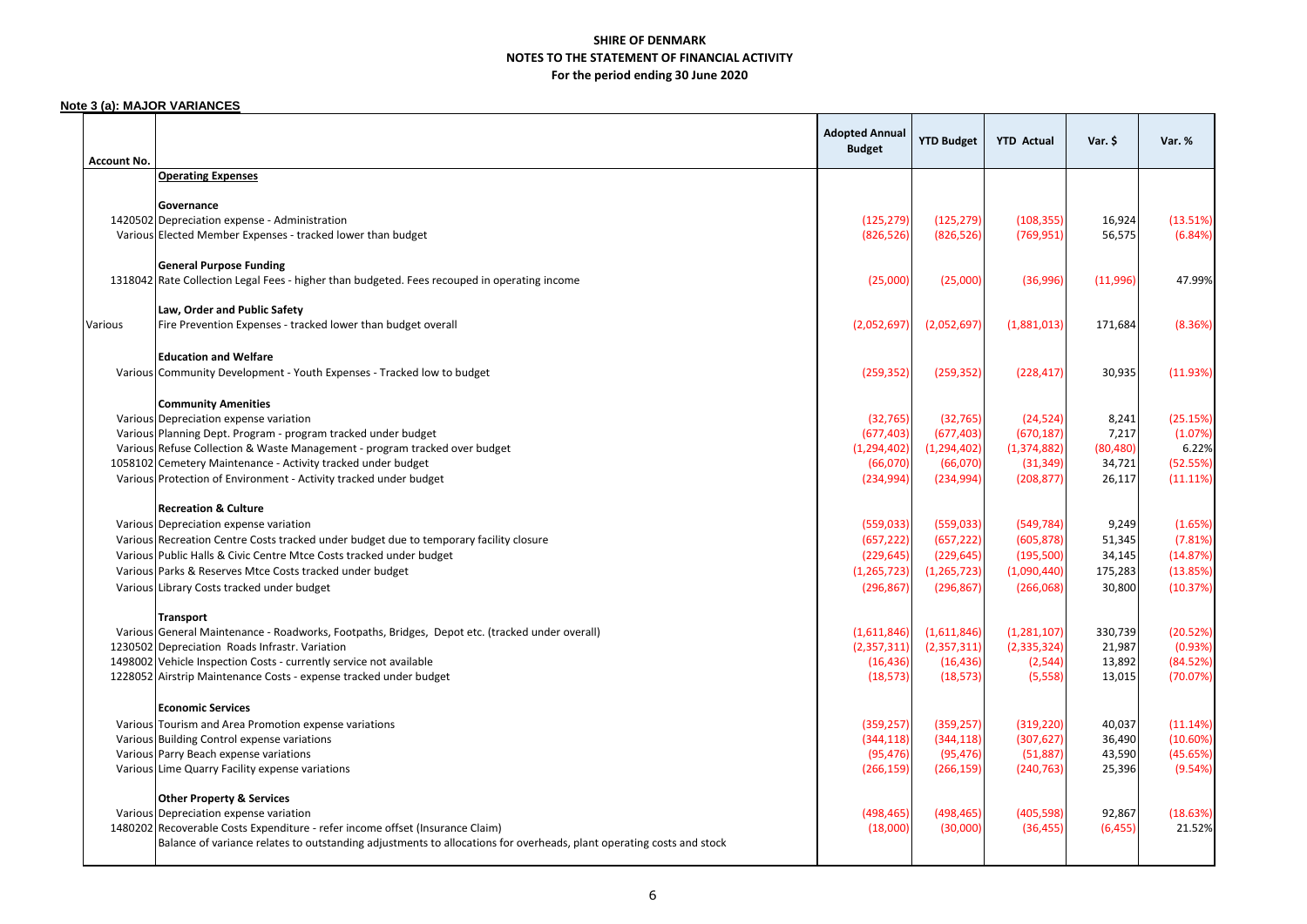# SHIRE OF DENMARK
## NOTES TO THE STATEMENT OF FINANCIAL ACTIVITY
### For the period ending 30 June 2020

**Note 3 (a): MAJOR VARIANCES**

| Account No. | | Adopted Annual Budget | YTD Budget | YTD Actual | Var. $ | Var. % |
|---|---|---|---|---|---|---|
| | **Operating Expenses** | | | | | |
| | **Governance** | | | | | |
| 1420502 | Depreciation expense - Administration | (125,279) | (125,279) | (108,355) | 16,924 | (13.51%) |
| Various | Elected Member Expenses - tracked lower than budget | (826,526) | (826,526) | (769,951) | 56,575 | (6.84%) |
| | **General Purpose Funding** | | | | | |
| 1318042 | Rate Collection Legal Fees - higher than budgeted. Fees recouped in operating income | (25,000) | (25,000) | (36,996) | (11,996) | 47.99% |
| | **Law, Order and Public Safety** | | | | | |
| Various | Fire Prevention Expenses - tracked lower than budget overall | (2,052,697) | (2,052,697) | (1,881,013) | 171,684 | (8.36%) |
| | **Education and Welfare** | | | | | |
| Various | Community Development - Youth Expenses - Tracked low to budget | (259,352) | (259,352) | (228,417) | 30,935 | (11.93%) |
| | **Community Amenities** | | | | | |
| Various | Depreciation expense variation | (32,765) | (32,765) | (24,524) | 8,241 | (25.15%) |
| Various | Planning Dept. Program - program tracked under budget | (677,403) | (677,403) | (670,187) | 7,217 | (1.07%) |
| Various | Refuse Collection & Waste Management - program tracked over budget | (1,294,402) | (1,294,402) | (1,374,882) | (80,480) | 6.22% |
| 1058102 | Cemetery Maintenance - Activity tracked under budget | (66,070) | (66,070) | (31,349) | 34,721 | (52.55%) |
| Various | Protection of Environment - Activity tracked under budget | (234,994) | (234,994) | (208,877) | 26,117 | (11.11%) |
| | **Recreation & Culture** | | | | | |
| Various | Depreciation expense variation | (559,033) | (559,033) | (549,784) | 9,249 | (1.65%) |
| Various | Recreation Centre Costs tracked under budget due to temporary facility closure | (657,222) | (657,222) | (605,878) | 51,345 | (7.81%) |
| Various | Public Halls & Civic Centre Mtce Costs tracked under budget | (229,645) | (229,645) | (195,500) | 34,145 | (14.87%) |
| Various | Parks & Reserves Mtce Costs tracked under budget | (1,265,723) | (1,265,723) | (1,090,440) | 175,283 | (13.85%) |
| Various | Library Costs tracked under budget | (296,867) | (296,867) | (266,068) | 30,800 | (10.37%) |
| | **Transport** | | | | | |
| Various | General Maintenance - Roadworks, Footpaths, Bridges, Depot etc. (tracked under overall) | (1,611,846) | (1,611,846) | (1,281,107) | 330,739 | (20.52%) |
| 1230502 | Depreciation Roads Infrastr. Variation | (2,357,311) | (2,357,311) | (2,335,324) | 21,987 | (0.93%) |
| 1498002 | Vehicle Inspection Costs - currently service not available | (16,436) | (16,436) | (2,544) | 13,892 | (84.52%) |
| 1228052 | Airstrip Maintenance Costs - expense tracked under budget | (18,573) | (18,573) | (5,558) | 13,015 | (70.07%) |
| | **Economic Services** | | | | | |
| Various | Tourism and Area Promotion expense variations | (359,257) | (359,257) | (319,220) | 40,037 | (11.14%) |
| Various | Building Control expense variations | (344,118) | (344,118) | (307,627) | 36,490 | (10.60%) |
| Various | Parry Beach expense variations | (95,476) | (95,476) | (51,887) | 43,590 | (45.65%) |
| Various | Lime Quarry Facility expense variations | (266,159) | (266,159) | (240,763) | 25,396 | (9.54%) |
| | **Other Property & Services** | | | | | |
| Various | Depreciation expense variation | (498,465) | (498,465) | (405,598) | 92,867 | (18.63%) |
| 1480202 | Recoverable Costs Expenditure - refer income offset (Insurance Claim) | (18,000) | (30,000) | (36,455) | (6,455) | 21.52% |
| | Balance of variance relates to outstanding adjustments to allocations for overheads, plant operating costs and stock | | | | | |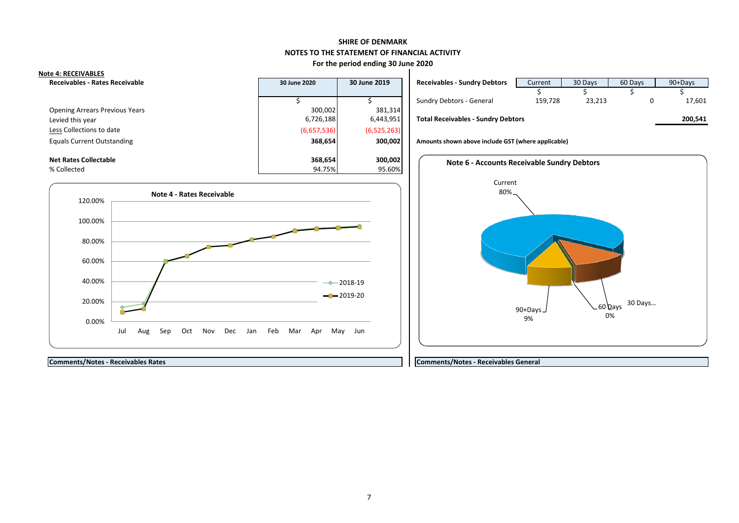# SHIRE OF DENMARK
## NOTES TO THE STATEMENT OF FINANCIAL ACTIVITY
### For the period ending 30 June 2020

**Note 4: RECEIVABLES**

| Receivables - Rates Receivable | 30 June 2020 | 30 June 2019 |
|---|---|---|
| | $ | $ |
| Opening Arrears Previous Years | 300,002 | 381,314 |
| Levied this year | 6,726,188 | 6,443,951 |
| Less Collections to date | (6,657,536) | (6,525,263) |
| Equals Current Outstanding | **368,654** | **300,002** |
| | | |
| **Net Rates Collectable** | **368,654** | **300,002** |
| % Collected | 94.75% | 95.60% |

**Note 4 - Rates Receivable**

(Chart: 2018-19 and 2019-20, Jul–Jun, 0.00%–120.00%)

| Receivables - Sundry Debtors | Current | 30 Days | 60 Days | 90+Days |
|---|---|---|---|---|
| | $ | $ | $ | $ |
| Sundry Debtors - General | 159,728 | 23,213 | 0 | 17,601 |
| **Total Receivables - Sundry Debtors** | | | | **200,541** |

**Amounts shown above include GST (where applicable)**

**Note 6 - Accounts Receivable Sundry Debtors**

(Chart: Current 80%; 30 Days…; 60 Days 0%; 90+Days 9%)

**Comments/Notes - Receivables Rates**

**Comments/Notes - Receivables General**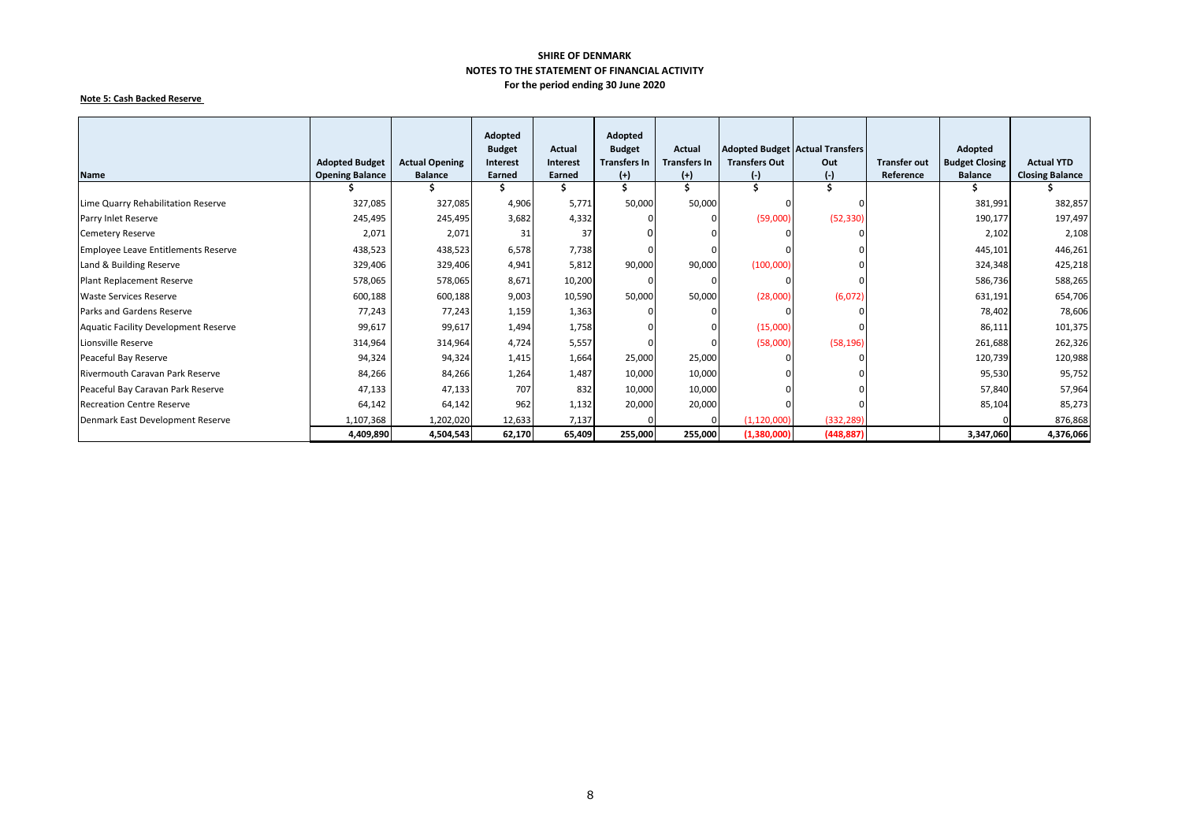**SHIRE OF DENMARK**
**NOTES TO THE STATEMENT OF FINANCIAL ACTIVITY**
**For the period ending 30 June 2020**

**Note 5: Cash Backed Reserve**

| Name | Adopted Budget Opening Balance | Actual Opening Balance | Adopted Budget Interest Earned | Actual Interest Earned | Adopted Budget Transfers In (+) | Actual Transfers In (+) | Adopted Budget Transfers Out (-) | Actual Transfers Out (-) | Transfer out Reference | Adopted Budget Closing Balance | Actual YTD Closing Balance |
|---|---|---|---|---|---|---|---|---|---|---|---|
| | $ | $ | $ | $ | $ | $ | $ | $ | | $ | $ |
| Lime Quarry Rehabilitation Reserve | 327,085 | 327,085 | 4,906 | 5,771 | 50,000 | 50,000 | 0 | 0 | | 381,991 | 382,857 |
| Parry Inlet Reserve | 245,495 | 245,495 | 3,682 | 4,332 | 0 | 0 | (59,000) | (52,330) | | 190,177 | 197,497 |
| Cemetery Reserve | 2,071 | 2,071 | 31 | 37 | 0 | 0 | 0 | 0 | | 2,102 | 2,108 |
| Employee Leave Entitlements Reserve | 438,523 | 438,523 | 6,578 | 7,738 | 0 | 0 | 0 | 0 | | 445,101 | 446,261 |
| Land & Building Reserve | 329,406 | 329,406 | 4,941 | 5,812 | 90,000 | 90,000 | (100,000) | 0 | | 324,348 | 425,218 |
| Plant Replacement Reserve | 578,065 | 578,065 | 8,671 | 10,200 | 0 | 0 | 0 | 0 | | 586,736 | 588,265 |
| Waste Services Reserve | 600,188 | 600,188 | 9,003 | 10,590 | 50,000 | 50,000 | (28,000) | (6,072) | | 631,191 | 654,706 |
| Parks and Gardens Reserve | 77,243 | 77,243 | 1,159 | 1,363 | 0 | 0 | 0 | 0 | | 78,402 | 78,606 |
| Aquatic Facility Development Reserve | 99,617 | 99,617 | 1,494 | 1,758 | 0 | 0 | (15,000) | 0 | | 86,111 | 101,375 |
| Lionsville Reserve | 314,964 | 314,964 | 4,724 | 5,557 | 0 | 0 | (58,000) | (58,196) | | 261,688 | 262,326 |
| Peaceful Bay Reserve | 94,324 | 94,324 | 1,415 | 1,664 | 25,000 | 25,000 | 0 | 0 | | 120,739 | 120,988 |
| Rivermouth Caravan Park Reserve | 84,266 | 84,266 | 1,264 | 1,487 | 10,000 | 10,000 | 0 | 0 | | 95,530 | 95,752 |
| Peaceful Bay Caravan Park Reserve | 47,133 | 47,133 | 707 | 832 | 10,000 | 10,000 | 0 | 0 | | 57,840 | 57,964 |
| Recreation Centre Reserve | 64,142 | 64,142 | 962 | 1,132 | 20,000 | 20,000 | 0 | 0 | | 85,104 | 85,273 |
| Denmark East Development Reserve | 1,107,368 | 1,202,020 | 12,633 | 7,137 | 0 | 0 | (1,120,000) | (332,289) | | 0 | 876,868 |
| | **4,409,890** | **4,504,543** | **62,170** | **65,409** | **255,000** | **255,000** | **(1,380,000)** | **(448,887)** | | **3,347,060** | **4,376,066** |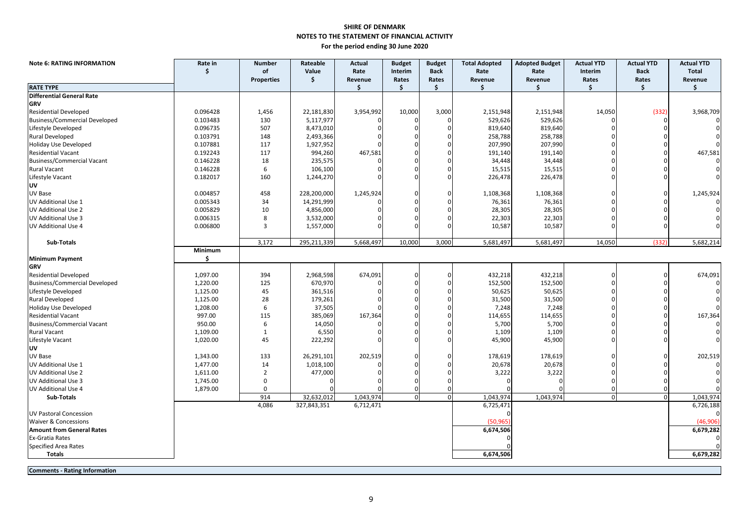# SHIRE OF DENMARK
## NOTES TO THE STATEMENT OF FINANCIAL ACTIVITY
### For the period ending 30 June 2020

**Note 6: RATING INFORMATION**

| RATE TYPE | Rate in $ | Number of Properties | Rateable Value $ | Actual Rate Revenue $ | Budget Interim Rates $ | Budget Back Rates $ | Total Adopted Rate Revenue $ | Adopted Budget Rate Revenue $ | Actual YTD Interim Rates $ | Actual YTD Back Rates $ | Actual YTD Total Revenue $ |
|---|---|---|---|---|---|---|---|---|---|---|---|
| **Differential General Rate** | | | | | | | | | | | |
| **GRV** | | | | | | | | | | | |
| Residential Developed | 0.096428 | 1,456 | 22,181,830 | 3,954,992 | 10,000 | 3,000 | 2,151,948 | 2,151,948 | 14,050 | (332) | 3,968,709 |
| Business/Commercial Developed | 0.103483 | 130 | 5,117,977 | 0 | 0 | 0 | 529,626 | 529,626 | 0 | 0 | 0 |
| Lifestyle Developed | 0.096735 | 507 | 8,473,010 | 0 | 0 | 0 | 819,640 | 819,640 | 0 | 0 | 0 |
| Rural Developed | 0.103791 | 148 | 2,493,366 | 0 | 0 | 0 | 258,788 | 258,788 | 0 | 0 | 0 |
| Holiday Use Developed | 0.107881 | 117 | 1,927,952 | 0 | 0 | 0 | 207,990 | 207,990 | 0 | 0 | 0 |
| Residential Vacant | 0.192243 | 117 | 994,260 | 467,581 | 0 | 0 | 191,140 | 191,140 | 0 | 0 | 467,581 |
| Business/Commercial Vacant | 0.146228 | 18 | 235,575 | 0 | 0 | 0 | 34,448 | 34,448 | 0 | 0 | 0 |
| Rural Vacant | 0.146228 | 6 | 106,100 | 0 | 0 | 0 | 15,515 | 15,515 | 0 | 0 | 0 |
| Lifestyle Vacant | 0.182017 | 160 | 1,244,270 | 0 | 0 | 0 | 226,478 | 226,478 | 0 | 0 | 0 |
| **UV** | | | | | | | | | | | |
| UV Base | 0.004857 | 458 | 228,200,000 | 1,245,924 | 0 | 0 | 1,108,368 | 1,108,368 | 0 | 0 | 1,245,924 |
| UV Additional Use 1 | 0.005343 | 34 | 14,291,999 | 0 | 0 | 0 | 76,361 | 76,361 | 0 | 0 | 0 |
| UV Additional Use 2 | 0.005829 | 10 | 4,856,000 | 0 | 0 | 0 | 28,305 | 28,305 | 0 | 0 | 0 |
| UV Additional Use 3 | 0.006315 | 8 | 3,532,000 | 0 | 0 | 0 | 22,303 | 22,303 | 0 | 0 | 0 |
| UV Additional Use 4 | 0.006800 | 3 | 1,557,000 | 0 | 0 | 0 | 10,587 | 10,587 | 0 | 0 | 0 |
| **Sub-Totals** | | 3,172 | 295,211,339 | 5,668,497 | 10,000 | 3,000 | 5,681,497 | 5,681,497 | 14,050 | (332) | 5,682,214 |
| **Minimum Payment** | **Minimum $** | | | | | | | | | | |
| **GRV** | | | | | | | | | | | |
| Residential Developed | 1,097.00 | 394 | 2,968,598 | 674,091 | 0 | 0 | 432,218 | 432,218 | 0 | 0 | 674,091 |
| Business/Commercial Developed | 1,220.00 | 125 | 670,970 | 0 | 0 | 0 | 152,500 | 152,500 | 0 | 0 | 0 |
| Lifestyle Developed | 1,125.00 | 45 | 361,516 | 0 | 0 | 0 | 50,625 | 50,625 | 0 | 0 | 0 |
| Rural Developed | 1,125.00 | 28 | 179,261 | 0 | 0 | 0 | 31,500 | 31,500 | 0 | 0 | 0 |
| Holiday Use Developed | 1,208.00 | 6 | 37,505 | 0 | 0 | 0 | 7,248 | 7,248 | 0 | 0 | 0 |
| Residential Vacant | 997.00 | 115 | 385,069 | 167,364 | 0 | 0 | 114,655 | 114,655 | 0 | 0 | 167,364 |
| Business/Commercial Vacant | 950.00 | 6 | 14,050 | 0 | 0 | 0 | 5,700 | 5,700 | 0 | 0 | 0 |
| Rural Vacant | 1,109.00 | 1 | 6,550 | 0 | 0 | 0 | 1,109 | 1,109 | 0 | 0 | 0 |
| Lifestyle Vacant | 1,020.00 | 45 | 222,292 | 0 | 0 | 0 | 45,900 | 45,900 | 0 | 0 | 0 |
| **UV** | | | | | | | | | | | |
| UV Base | 1,343.00 | 133 | 26,291,101 | 202,519 | 0 | 0 | 178,619 | 178,619 | 0 | 0 | 202,519 |
| UV Additional Use 1 | 1,477.00 | 14 | 1,018,100 | 0 | 0 | 0 | 20,678 | 20,678 | 0 | 0 | 0 |
| UV Additional Use 2 | 1,611.00 | 2 | 477,000 | 0 | 0 | 0 | 3,222 | 3,222 | 0 | 0 | 0 |
| UV Additional Use 3 | 1,745.00 | 0 | 0 | 0 | 0 | 0 | 0 | 0 | 0 | 0 | 0 |
| UV Additional Use 4 | 1,879.00 | 0 | 0 | 0 | 0 | 0 | 0 | 0 | 0 | 0 | 0 |
| **Sub-Totals** | | 914 | 32,632,012 | 1,043,974 | 0 | 0 | 1,043,974 | 1,043,974 | 0 | 0 | 1,043,974 |
| | | 4,086 | 327,843,351 | 6,712,471 | | | 6,725,471 | | | | 6,726,188 |
| UV Pastoral Concession | | | | | | | 0 | | | | 0 |
| Waiver & Concessions | | | | | | | (50,965) | | | | (46,906) |
| **Amount from General Rates** | | | | | | | **6,674,506** | | | | **6,679,282** |
| Ex-Gratia Rates | | | | | | | 0 | | | | 0 |
| Specified Area Rates | | | | | | | 0 | | | | 0 |
| **Totals** | | | | | | | **6,674,506** | | | | **6,679,282** |

**Comments - Rating Information**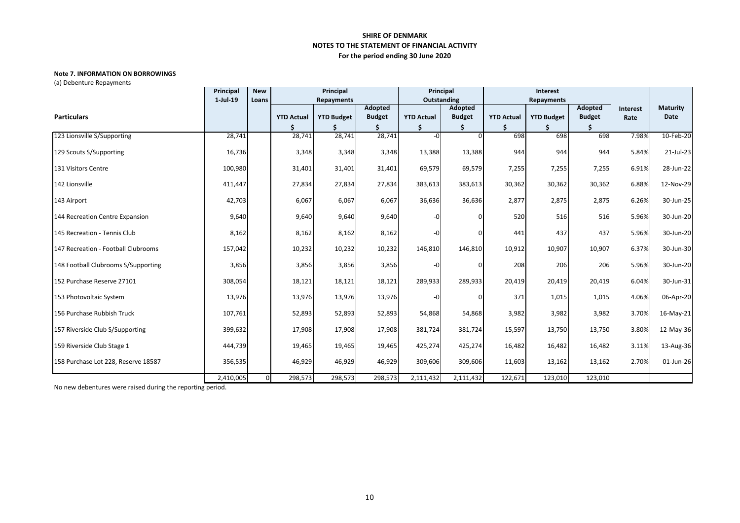# SHIRE OF DENMARK

## NOTES TO THE STATEMENT OF FINANCIAL ACTIVITY

### For the period ending 30 June 2020

**Note 7. INFORMATION ON BORROWINGS**

(a) Debenture Repayments

| Particulars | Principal 1-Jul-19 | New Loans | Principal Repayments | | | Principal Outstanding | | Interest Repayments | | | Interest Rate | Maturity Date |
|---|---|---|---|---|---|---|---|---|---|---|---|---|
| | | | YTD Actual $ | YTD Budget $ | Adopted Budget $ | YTD Actual $ | Adopted Budget $ | YTD Actual $ | YTD Budget $ | Adopted Budget $ | | |
| 123 Lionsville S/Supporting | 28,741 | | 28,741 | 28,741 | 28,741 | -0 | 0 | 698 | 698 | 698 | 7.98% | 10-Feb-20 |
| 129 Scouts S/Supporting | 16,736 | | 3,348 | 3,348 | 3,348 | 13,388 | 13,388 | 944 | 944 | 944 | 5.84% | 21-Jul-23 |
| 131 Visitors Centre | 100,980 | | 31,401 | 31,401 | 31,401 | 69,579 | 69,579 | 7,255 | 7,255 | 7,255 | 6.91% | 28-Jun-22 |
| 142 Lionsville | 411,447 | | 27,834 | 27,834 | 27,834 | 383,613 | 383,613 | 30,362 | 30,362 | 30,362 | 6.88% | 12-Nov-29 |
| 143 Airport | 42,703 | | 6,067 | 6,067 | 6,067 | 36,636 | 36,636 | 2,877 | 2,875 | 2,875 | 6.26% | 30-Jun-25 |
| 144 Recreation Centre Expansion | 9,640 | | 9,640 | 9,640 | 9,640 | -0 | 0 | 520 | 516 | 516 | 5.96% | 30-Jun-20 |
| 145 Recreation - Tennis Club | 8,162 | | 8,162 | 8,162 | 8,162 | -0 | 0 | 441 | 437 | 437 | 5.96% | 30-Jun-20 |
| 147 Recreation - Football Clubrooms | 157,042 | | 10,232 | 10,232 | 10,232 | 146,810 | 146,810 | 10,912 | 10,907 | 10,907 | 6.37% | 30-Jun-30 |
| 148 Football Clubrooms S/Supporting | 3,856 | | 3,856 | 3,856 | 3,856 | -0 | 0 | 208 | 206 | 206 | 5.96% | 30-Jun-20 |
| 152 Purchase Reserve 27101 | 308,054 | | 18,121 | 18,121 | 18,121 | 289,933 | 289,933 | 20,419 | 20,419 | 20,419 | 6.04% | 30-Jun-31 |
| 153 Photovoltaic System | 13,976 | | 13,976 | 13,976 | 13,976 | -0 | 0 | 371 | 1,015 | 1,015 | 4.06% | 06-Apr-20 |
| 156 Purchase Rubbish Truck | 107,761 | | 52,893 | 52,893 | 52,893 | 54,868 | 54,868 | 3,982 | 3,982 | 3,982 | 3.70% | 16-May-21 |
| 157 Riverside Club S/Supporting | 399,632 | | 17,908 | 17,908 | 17,908 | 381,724 | 381,724 | 15,597 | 13,750 | 13,750 | 3.80% | 12-May-36 |
| 159 Riverside Club Stage 1 | 444,739 | | 19,465 | 19,465 | 19,465 | 425,274 | 425,274 | 16,482 | 16,482 | 16,482 | 3.11% | 13-Aug-36 |
| 158 Purchase Lot 228, Reserve 18587 | 356,535 | | 46,929 | 46,929 | 46,929 | 309,606 | 309,606 | 11,603 | 13,162 | 13,162 | 2.70% | 01-Jun-26 |
| | 2,410,005 | 0 | 298,573 | 298,573 | 298,573 | 2,111,432 | 2,111,432 | 122,671 | 123,010 | 123,010 | | |

No new debentures were raised during the reporting period.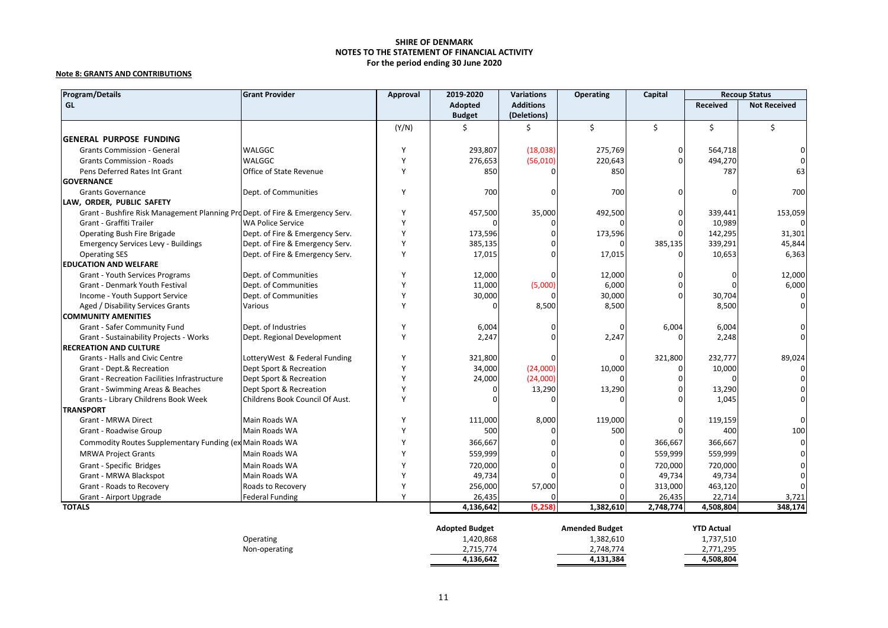**SHIRE OF DENMARK**
**NOTES TO THE STATEMENT OF FINANCIAL ACTIVITY**
**For the period ending 30 June 2020**

**Note 8: GRANTS AND CONTRIBUTIONS**

| Program/Details<br>GL | Grant Provider | Approval | 2019-2020<br>Adopted<br>Budget | Variations<br>Additions<br>(Deletions) | Operating | Capital | Recoup Status | |
|---|---|---|---|---|---|---|---|---|
| | | | | | | | Received | Not Received |
| | | (Y/N) | $ | $ | $ | $ | $ | $ |
| **GENERAL PURPOSE FUNDING** | | | | | | | | |
| Grants Commission - General | WALGGC | Y | 293,807 | (18,038) | 275,769 | 0 | 564,718 | 0 |
| Grants Commission - Roads | WALGGC | Y | 276,653 | (56,010) | 220,643 | 0 | 494,270 | 0 |
| Pens Deferred Rates Int Grant | Office of State Revenue | Y | 850 | 0 | 850 | | 787 | 63 |
| **GOVERNANCE** | | | | | | | | |
| Grants Governance | Dept. of Communities | Y | 700 | 0 | 700 | 0 | 0 | 700 |
| **LAW, ORDER, PUBLIC SAFETY** | | | | | | | | |
| Grant - Bushfire Risk Management Planning Pro | Dept. of Fire & Emergency Serv. | Y | 457,500 | 35,000 | 492,500 | 0 | 339,441 | 153,059 |
| Grant - Graffiti Trailer | WA Police Service | Y | 0 | 0 | 0 | 0 | 10,989 | 0 |
| Operating Bush Fire Brigade | Dept. of Fire & Emergency Serv. | Y | 173,596 | 0 | 173,596 | 0 | 142,295 | 31,301 |
| Emergency Services Levy - Buildings | Dept. of Fire & Emergency Serv. | Y | 385,135 | 0 | 0 | 385,135 | 339,291 | 45,844 |
| Operating SES | Dept. of Fire & Emergency Serv. | Y | 17,015 | 0 | 17,015 | 0 | 10,653 | 6,363 |
| **EDUCATION AND WELFARE** | | | | | | | | |
| Grant - Youth Services Programs | Dept. of Communities | Y | 12,000 | 0 | 12,000 | 0 | 0 | 12,000 |
| Grant - Denmark Youth Festival | Dept. of Communities | Y | 11,000 | (5,000) | 6,000 | 0 | 0 | 6,000 |
| Income - Youth Support Service | Dept. of Communities | Y | 30,000 | 0 | 30,000 | 0 | 30,704 | 0 |
| Aged / Disability Services Grants | Various | Y | 0 | 8,500 | 8,500 | | 8,500 | 0 |
| **COMMUNITY AMENITIES** | | | | | | | | |
| Grant - Safer Community Fund | Dept. of Industries | Y | 6,004 | 0 | 0 | 6,004 | 6,004 | 0 |
| Grant - Sustainability Projects - Works | Dept. Regional Development | Y | 2,247 | 0 | 2,247 | 0 | 2,248 | 0 |
| **RECREATION AND CULTURE** | | | | | | | | |
| Grants - Halls and Civic Centre | LotteryWest & Federal Funding | Y | 321,800 | 0 | 0 | 321,800 | 232,777 | 89,024 |
| Grant - Dept.& Recreation | Dept Sport & Recreation | Y | 34,000 | (24,000) | 10,000 | 0 | 10,000 | 0 |
| Grant - Recreation Facilities Infrastructure | Dept Sport & Recreation | Y | 24,000 | (24,000) | 0 | 0 | 0 | 0 |
| Grant - Swimming Areas & Beaches | Dept Sport & Recreation | Y | 0 | 13,290 | 13,290 | 0 | 13,290 | 0 |
| Grants - Library Childrens Book Week | Childrens Book Council Of Aust. | Y | 0 | 0 | 0 | 0 | 1,045 | 0 |
| **TRANSPORT** | | | | | | | | |
| Grant - MRWA Direct | Main Roads WA | Y | 111,000 | 8,000 | 119,000 | 0 | 119,159 | 0 |
| Grant - Roadwise Group | Main Roads WA | Y | 500 | 0 | 500 | 0 | 400 | 100 |
| Commodity Routes Supplementary Funding (ex | Main Roads WA | Y | 366,667 | 0 | 0 | 366,667 | 366,667 | 0 |
| MRWA Project Grants | Main Roads WA | Y | 559,999 | 0 | 0 | 559,999 | 559,999 | 0 |
| Grant - Specific Bridges | Main Roads WA | Y | 720,000 | 0 | 0 | 720,000 | 720,000 | 0 |
| Grant - MRWA Blackspot | Main Roads WA | Y | 49,734 | 0 | 0 | 49,734 | 49,734 | 0 |
| Grant - Roads to Recovery | Roads to Recovery | Y | 256,000 | 57,000 | 0 | 313,000 | 463,120 | 0 |
| Grant - Airport Upgrade | Federal Funding | Y | 26,435 | 0 | 0 | 26,435 | 22,714 | 3,721 |
| **TOTALS** | | | **4,136,642** | **(5,258)** | **1,382,610** | **2,748,774** | **4,508,804** | **348,174** |

| | Adopted Budget | Amended Budget | YTD Actual |
|---|---|---|---|
| Operating | 1,420,868 | 1,382,610 | 1,737,510 |
| Non-operating | 2,715,774 | 2,748,774 | 2,771,295 |
| | **4,136,642** | **4,131,384** | **4,508,804** |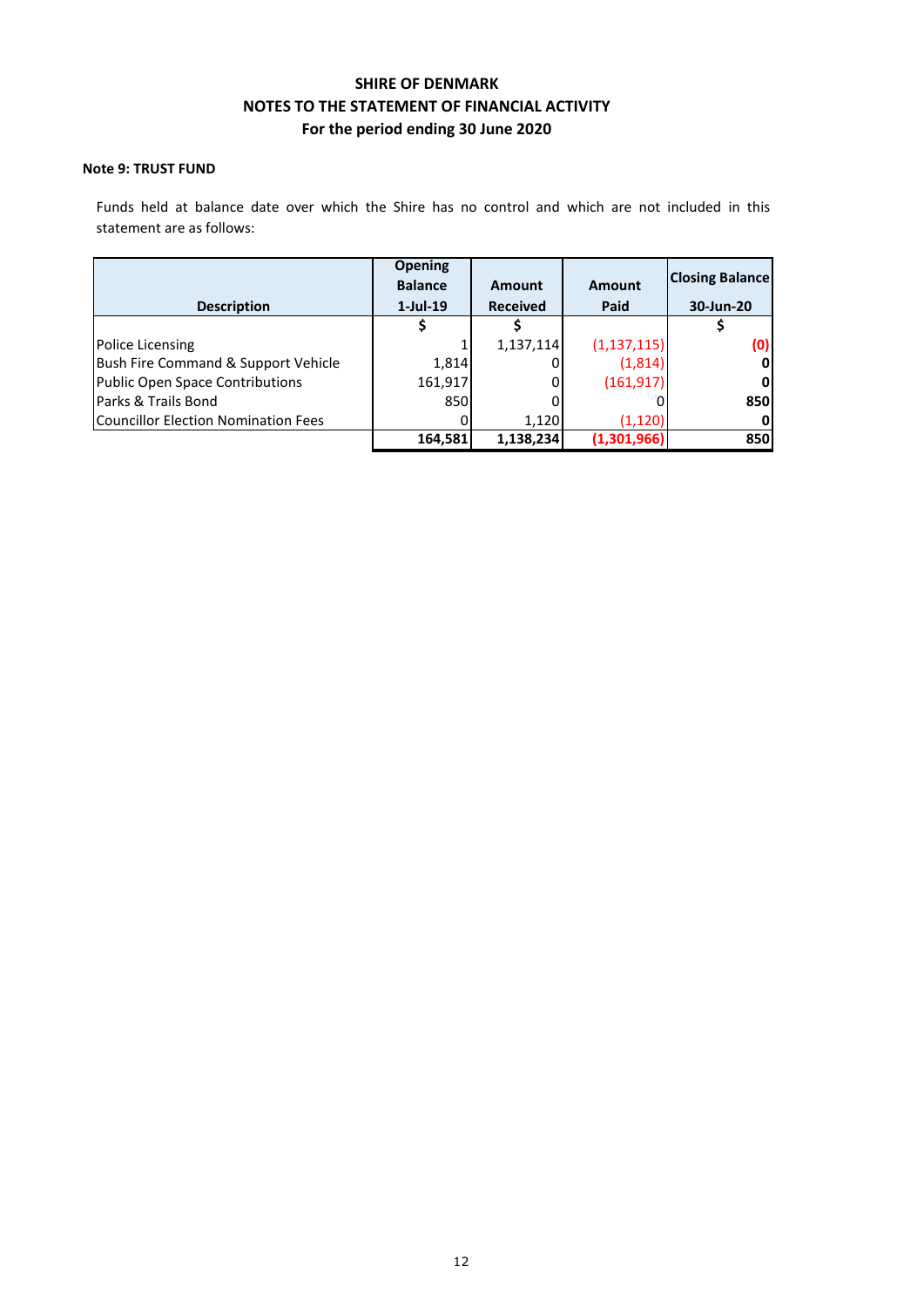# SHIRE OF DENMARK

## NOTES TO THE STATEMENT OF FINANCIAL ACTIVITY

## For the period ending 30 June 2020

### Note 9: TRUST FUND

Funds held at balance date over which the Shire has no control and which are not included in this statement are as follows:

| Description | Opening Balance 1-Jul-19 | Amount Received | Amount Paid | Closing Balance 30-Jun-20 |
|---|---|---|---|---|
| | $ | $ | | $ |
| Police Licensing | 1 | 1,137,114 | (1,137,115) | **(0)** |
| Bush Fire Command & Support Vehicle | 1,814 | 0 | (1,814) | **0** |
| Public Open Space Contributions | 161,917 | 0 | (161,917) | **0** |
| Parks & Trails Bond | 850 | 0 | 0 | **850** |
| Councillor Election Nomination Fees | 0 | 1,120 | (1,120) | **0** |
| | **164,581** | **1,138,234** | **(1,301,966)** | **850** |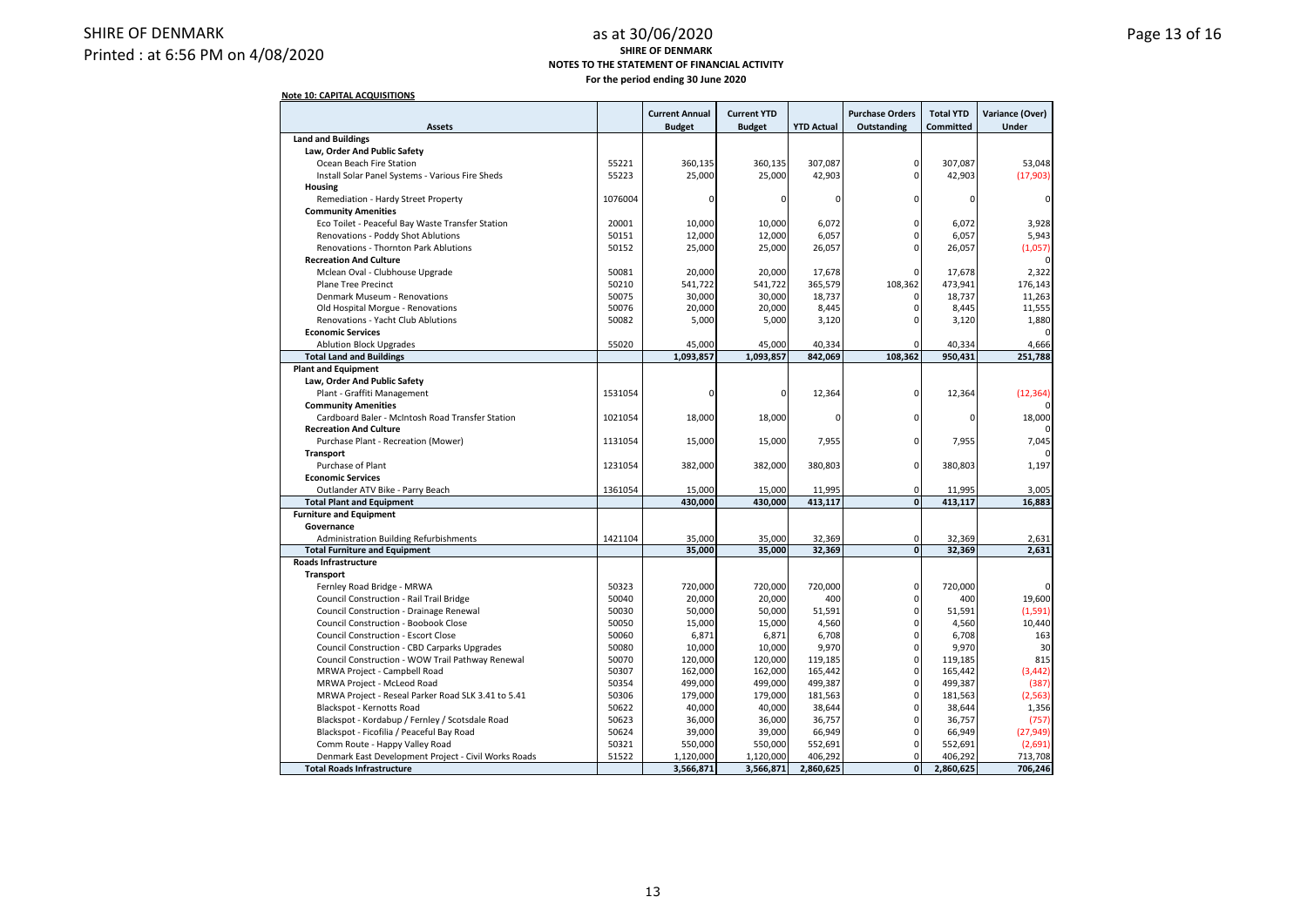SHIRE OF DENMARK

Printed : at 6:56 PM on 4/08/2020

as at 30/06/2020

**SHIRE OF DENMARK**

**NOTES TO THE STATEMENT OF FINANCIAL ACTIVITY**

**For the period ending 30 June 2020**

**Note 10: CAPITAL ACQUISITIONS**

| Assets | | Current Annual Budget | Current YTD Budget | YTD Actual | Purchase Orders Outstanding | Total YTD Committed | Variance (Over) Under |
|---|---|---|---|---|---|---|---|
| **Land and Buildings** | | | | | | | |
| **Law, Order And Public Safety** | | | | | | | |
| Ocean Beach Fire Station | 55221 | 360,135 | 360,135 | 307,087 | 0 | 307,087 | 53,048 |
| Install Solar Panel Systems - Various Fire Sheds | 55223 | 25,000 | 25,000 | 42,903 | 0 | 42,903 | (17,903) |
| **Housing** | | | | | | | |
| Remediation - Hardy Street Property | 1076004 | 0 | 0 | 0 | 0 | 0 | 0 |
| **Community Amenities** | | | | | | | |
| Eco Toilet - Peaceful Bay Waste Transfer Station | 20001 | 10,000 | 10,000 | 6,072 | 0 | 6,072 | 3,928 |
| Renovations - Poddy Shot Ablutions | 50151 | 12,000 | 12,000 | 6,057 | 0 | 6,057 | 5,943 |
| Renovations - Thornton Park Ablutions | 50152 | 25,000 | 25,000 | 26,057 | 0 | 26,057 | (1,057) |
| **Recreation And Culture** | | | | | | | 0 |
| Mclean Oval - Clubhouse Upgrade | 50081 | 20,000 | 20,000 | 17,678 | 0 | 17,678 | 2,322 |
| Plane Tree Precinct | 50210 | 541,722 | 541,722 | 365,579 | 108,362 | 473,941 | 176,143 |
| Denmark Museum - Renovations | 50075 | 30,000 | 30,000 | 18,737 | 0 | 18,737 | 11,263 |
| Old Hospital Morgue - Renovations | 50076 | 20,000 | 20,000 | 8,445 | 0 | 8,445 | 11,555 |
| Renovations - Yacht Club Ablutions | 50082 | 5,000 | 5,000 | 3,120 | 0 | 3,120 | 1,880 |
| **Economic Services** | | | | | | | 0 |
| Ablution Block Upgrades | 55020 | 45,000 | 45,000 | 40,334 | 0 | 40,334 | 4,666 |
| **Total Land and Buildings** | | **1,093,857** | **1,093,857** | **842,069** | **108,362** | **950,431** | **251,788** |
| **Plant and Equipment** | | | | | | | |
| **Law, Order And Public Safety** | | | | | | | |
| Plant - Graffiti Management | 1531054 | 0 | 0 | 12,364 | 0 | 12,364 | (12,364) |
| **Community Amenities** | | | | | | | 0 |
| Cardboard Baler - McIntosh Road Transfer Station | 1021054 | 18,000 | 18,000 | 0 | 0 | 0 | 18,000 |
| **Recreation And Culture** | | | | | | | 0 |
| Purchase Plant - Recreation (Mower) | 1131054 | 15,000 | 15,000 | 7,955 | 0 | 7,955 | 7,045 |
| **Transport** | | | | | | | 0 |
| Purchase of Plant | 1231054 | 382,000 | 382,000 | 380,803 | 0 | 380,803 | 1,197 |
| **Economic Services** | | | | | | | |
| Outlander ATV Bike - Parry Beach | 1361054 | 15,000 | 15,000 | 11,995 | 0 | 11,995 | 3,005 |
| **Total Plant and Equipment** | | **430,000** | **430,000** | **413,117** | **0** | **413,117** | **16,883** |
| **Furniture and Equipment** | | | | | | | |
| **Governance** | | | | | | | |
| Administration Building Refurbishments | 1421104 | 35,000 | 35,000 | 32,369 | 0 | 32,369 | 2,631 |
| **Total Furniture and Equipment** | | **35,000** | **35,000** | **32,369** | **0** | **32,369** | **2,631** |
| **Roads Infrastructure** | | | | | | | |
| **Transport** | | | | | | | |
| Fernley Road Bridge - MRWA | 50323 | 720,000 | 720,000 | 720,000 | 0 | 720,000 | 0 |
| Council Construction - Rail Trail Bridge | 50040 | 20,000 | 20,000 | 400 | 0 | 400 | 19,600 |
| Council Construction - Drainage Renewal | 50030 | 50,000 | 50,000 | 51,591 | 0 | 51,591 | (1,591) |
| Council Construction - Boobook Close | 50050 | 15,000 | 15,000 | 4,560 | 0 | 4,560 | 10,440 |
| Council Construction - Escort Close | 50060 | 6,871 | 6,871 | 6,708 | 0 | 6,708 | 163 |
| Council Construction - CBD Carparks Upgrades | 50080 | 10,000 | 10,000 | 9,970 | 0 | 9,970 | 30 |
| Council Construction - WOW Trail Pathway Renewal | 50070 | 120,000 | 120,000 | 119,185 | 0 | 119,185 | 815 |
| MRWA Project - Campbell Road | 50307 | 162,000 | 162,000 | 165,442 | 0 | 165,442 | (3,442) |
| MRWA Project - McLeod Road | 50354 | 499,000 | 499,000 | 499,387 | 0 | 499,387 | (387) |
| MRWA Project - Reseal Parker Road SLK 3.41 to 5.41 | 50306 | 179,000 | 179,000 | 181,563 | 0 | 181,563 | (2,563) |
| Blackspot - Kernotts Road | 50622 | 40,000 | 40,000 | 38,644 | 0 | 38,644 | 1,356 |
| Blackspot - Kordabup / Fernley / Scotsdale Road | 50623 | 36,000 | 36,000 | 36,757 | 0 | 36,757 | (757) |
| Blackspot - Ficofilia / Peaceful Bay Road | 50624 | 39,000 | 39,000 | 66,949 | 0 | 66,949 | (27,949) |
| Comm Route - Happy Valley Road | 50321 | 550,000 | 550,000 | 552,691 | 0 | 552,691 | (2,691) |
| Denmark East Development Project - Civil Works Roads | 51522 | 1,120,000 | 1,120,000 | 406,292 | 0 | 406,292 | 713,708 |
| **Total Roads Infrastructure** | | **3,566,871** | **3,566,871** | **2,860,625** | **0** | **2,860,625** | **706,246** |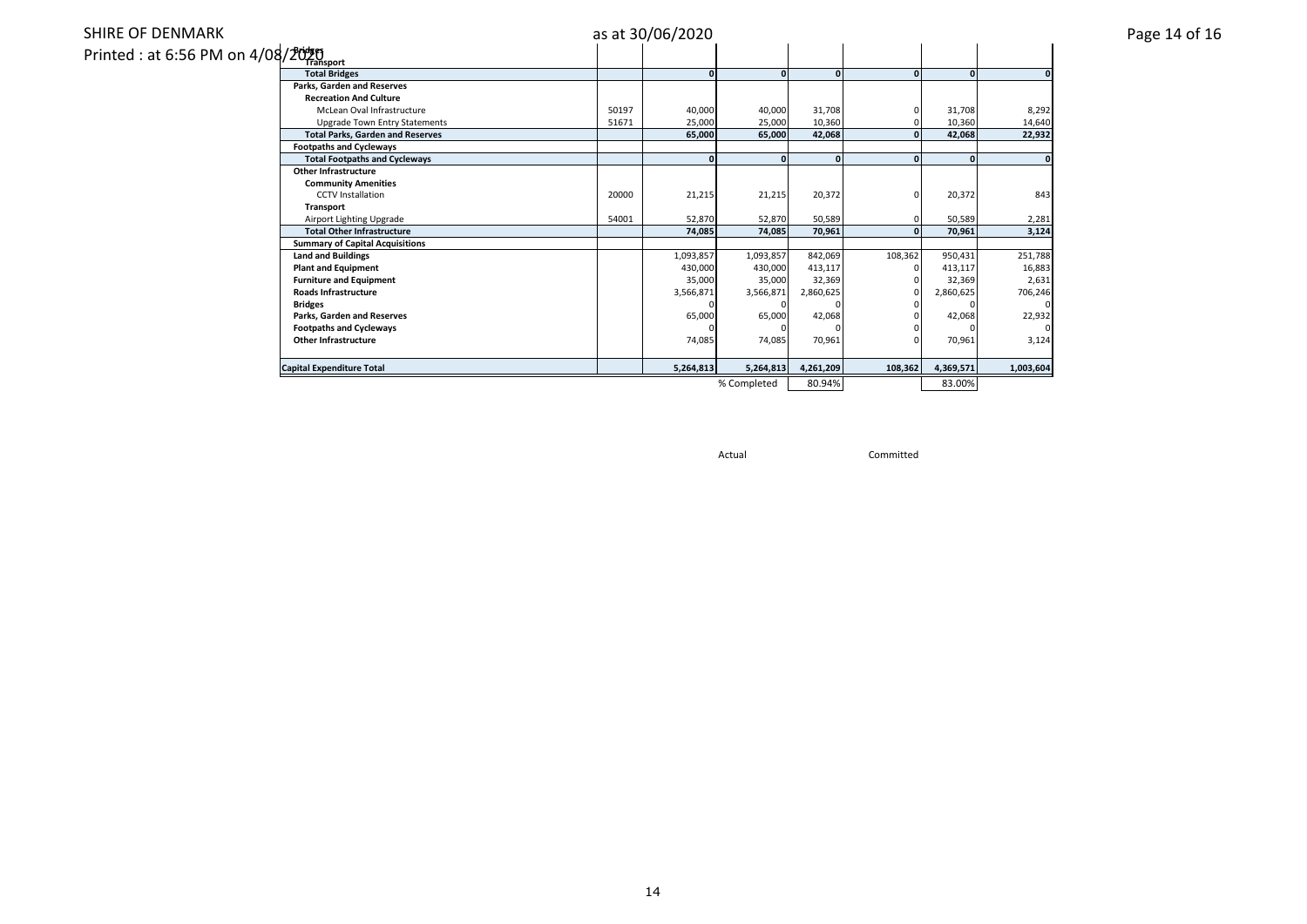| | | | | | | | |
|---|---|---|---|---|---|---|---|
| **Bridges** | | | | | | | |
| **Transport** | | | | | | | |
| **Total Bridges** | | **0** | **0** | **0** | **0** | **0** | **0** |
| **Parks, Garden and Reserves** | | | | | | | |
| **Recreation And Culture** | | | | | | | |
| McLean Oval Infrastructure | 50197 | 40,000 | 40,000 | 31,708 | 0 | 31,708 | 8,292 |
| Upgrade Town Entry Statements | 51671 | 25,000 | 25,000 | 10,360 | 0 | 10,360 | 14,640 |
| **Total Parks, Garden and Reserves** | | **65,000** | **65,000** | **42,068** | **0** | **42,068** | **22,932** |
| **Footpaths and Cycleways** | | | | | | | |
| **Total Footpaths and Cycleways** | | **0** | **0** | **0** | **0** | **0** | **0** |
| **Other Infrastructure** | | | | | | | |
| **Community Amenities** | | | | | | | |
| CCTV Installation | 20000 | 21,215 | 21,215 | 20,372 | 0 | 20,372 | 843 |
| **Transport** | | | | | | | |
| Airport Lighting Upgrade | 54001 | 52,870 | 52,870 | 50,589 | 0 | 50,589 | 2,281 |
| **Total Other Infrastructure** | | **74,085** | **74,085** | **70,961** | **0** | **70,961** | **3,124** |
| **Summary of Capital Acquisitions** | | | | | | | |
| **Land and Buildings** | | 1,093,857 | 1,093,857 | 842,069 | 108,362 | 950,431 | 251,788 |
| **Plant and Equipment** | | 430,000 | 430,000 | 413,117 | 0 | 413,117 | 16,883 |
| **Furniture and Equipment** | | 35,000 | 35,000 | 32,369 | 0 | 32,369 | 2,631 |
| **Roads Infrastructure** | | 3,566,871 | 3,566,871 | 2,860,625 | 0 | 2,860,625 | 706,246 |
| **Bridges** | | 0 | 0 | 0 | 0 | 0 | 0 |
| **Parks, Garden and Reserves** | | 65,000 | 65,000 | 42,068 | 0 | 42,068 | 22,932 |
| **Footpaths and Cycleways** | | 0 | 0 | 0 | 0 | 0 | 0 |
| **Other Infrastructure** | | 74,085 | 74,085 | 70,961 | 0 | 70,961 | 3,124 |
| **Capital Expenditure Total** | | **5,264,813** | **5,264,813** | **4,261,209** | **108,362** | **4,369,571** | **1,003,604** |
| | | | % Completed | 80.94% | | 83.00% | |

Actual Committed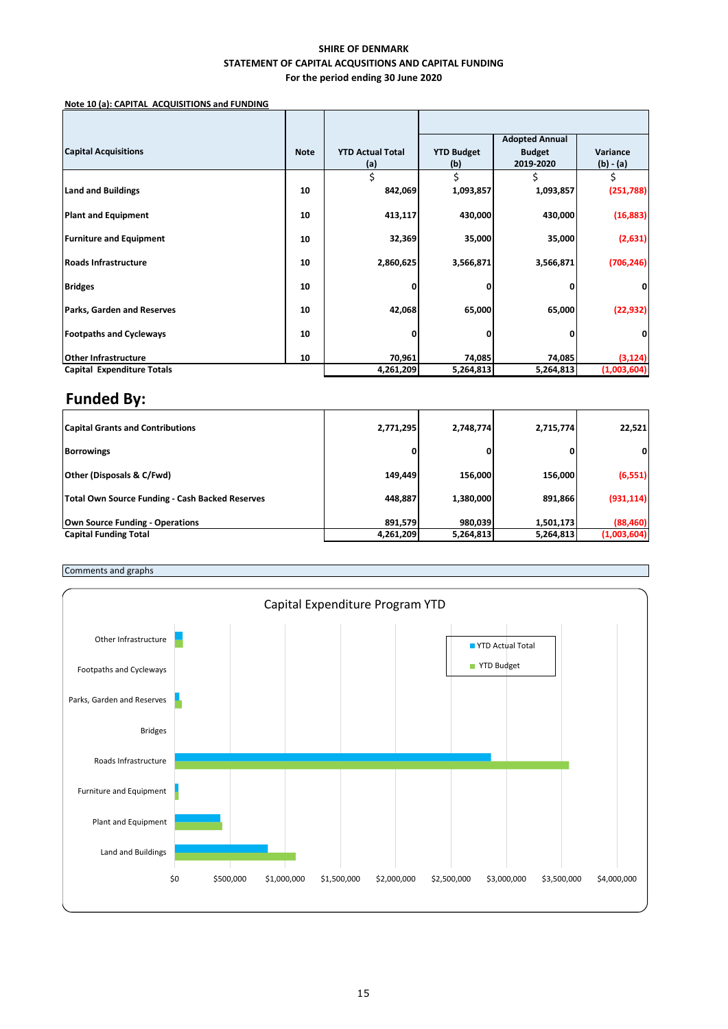**SHIRE OF DENMARK**
**STATEMENT OF CAPITAL ACQUSITIONS AND CAPITAL FUNDING**
**For the period ending 30 June 2020**

**Note 10 (a): CAPITAL ACQUISITIONS and FUNDING**

| Capital Acquisitions | Note | YTD Actual Total (a) | YTD Budget (b) | Adopted Annual Budget 2019-2020 | Variance (b) - (a) |
|---|---|---|---|---|---|
| | | $ | $ | $ | $ |
| **Land and Buildings** | 10 | 842,069 | 1,093,857 | 1,093,857 | (251,788) |
| **Plant and Equipment** | 10 | 413,117 | 430,000 | 430,000 | (16,883) |
| **Furniture and Equipment** | 10 | 32,369 | 35,000 | 35,000 | (2,631) |
| **Roads Infrastructure** | 10 | 2,860,625 | 3,566,871 | 3,566,871 | (706,246) |
| **Bridges** | 10 | 0 | 0 | 0 | 0 |
| **Parks, Garden and Reserves** | 10 | 42,068 | 65,000 | 65,000 | (22,932) |
| **Footpaths and Cycleways** | 10 | 0 | 0 | 0 | 0 |
| **Other Infrastructure** | 10 | 70,961 | 74,085 | 74,085 | (3,124) |
| **Capital Expenditure Totals** | | 4,261,209 | 5,264,813 | 5,264,813 | (1,003,604) |

## Funded By:

| | YTD Actual Total (a) | YTD Budget (b) | Adopted Annual Budget 2019-2020 | Variance (b) - (a) |
|---|---|---|---|---|
| **Capital Grants and Contributions** | 2,771,295 | 2,748,774 | 2,715,774 | 22,521 |
| **Borrowings** | 0 | 0 | 0 | 0 |
| **Other (Disposals & C/Fwd)** | 149,449 | 156,000 | 156,000 | (6,551) |
| **Total Own Source Funding - Cash Backed Reserves** | 448,887 | 1,380,000 | 891,866 | (931,114) |
| **Own Source Funding - Operations** | 891,579 | 980,039 | 1,501,173 | (88,460) |
| **Capital Funding Total** | 4,261,209 | 5,264,813 | 5,264,813 | (1,003,604) |

Comments and graphs

Capital Expenditure Program YTD

| Category | YTD Actual Total | YTD Budget |
|---|---|---|
| Other Infrastructure | 70,961 | 74,085 |
| Footpaths and Cycleways | 0 | 0 |
| Parks, Garden and Reserves | 42,068 | 65,000 |
| Bridges | 0 | 0 |
| Roads Infrastructure | 2,860,625 | 3,566,871 |
| Furniture and Equipment | 32,369 | 35,000 |
| Plant and Equipment | 413,117 | 430,000 |
| Land and Buildings | 842,069 | 1,093,857 |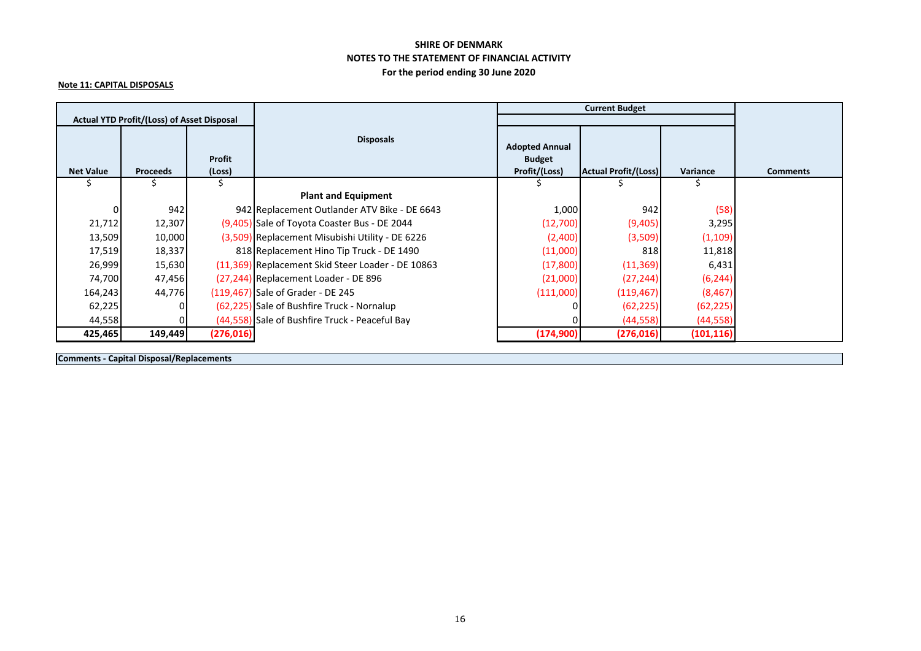# SHIRE OF DENMARK
## NOTES TO THE STATEMENT OF FINANCIAL ACTIVITY
### For the period ending 30 June 2020

**Note 11: CAPITAL DISPOSALS**

| Actual YTD Profit/(Loss) of Asset Disposal | | | Disposals | Current Budget | | | Comments |
|---|---|---|---|---|---|---|---|
| Net Value | Proceeds | Profit (Loss) | | Adopted Annual Budget Profit/(Loss) | Actual Profit/(Loss) | Variance | |
| $ | $ | $ | | $ | $ | $ | |
| | | | **Plant and Equipment** | | | | |
| 0 | 942 | 942 | Replacement Outlander ATV Bike - DE 6643 | 1,000 | 942 | (58) | |
| 21,712 | 12,307 | (9,405) | Sale of Toyota Coaster Bus - DE 2044 | (12,700) | (9,405) | 3,295 | |
| 13,509 | 10,000 | (3,509) | Replacement Misubishi Utility - DE 6226 | (2,400) | (3,509) | (1,109) | |
| 17,519 | 18,337 | 818 | Replacement Hino Tip Truck - DE 1490 | (11,000) | 818 | 11,818 | |
| 26,999 | 15,630 | (11,369) | Replacement Skid Steer Loader - DE 10863 | (17,800) | (11,369) | 6,431 | |
| 74,700 | 47,456 | (27,244) | Replacement Loader - DE 896 | (21,000) | (27,244) | (6,244) | |
| 164,243 | 44,776 | (119,467) | Sale of Grader - DE 245 | (111,000) | (119,467) | (8,467) | |
| 62,225 | 0 | (62,225) | Sale of Bushfire Truck - Nornalup | 0 | (62,225) | (62,225) | |
| 44,558 | 0 | (44,558) | Sale of Bushfire Truck - Peaceful Bay | 0 | (44,558) | (44,558) | |
| **425,465** | **149,449** | **(276,016)** | | **(174,900)** | **(276,016)** | **(101,116)** | |

**Comments - Capital Disposal/Replacements**